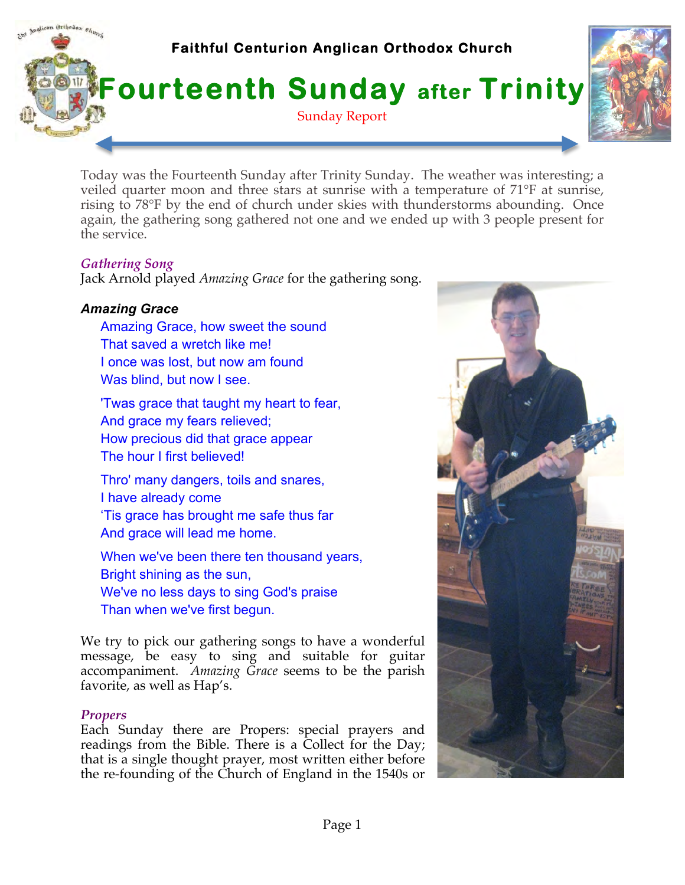Faithful Centurion Anglican Orthodox Church

# Fourteenth Sunday after Trinity

Sunday Report

Today was the Fourteenth Sunday after Trinity Sunday. The weather was interesting; a veiled quarter moon and three stars at sunrise with a temperature of 71°F at sunrise, rising to 78°F by the end of church under skies with thunderstorms abounding. Once again, the gathering song gathered not one and we ended up with 3 people present for the service.

### *Gathering Song*

Jack Arnold played *Amazing Grace* for the gathering song.

#### ***Amazing Grace***

Amazing Grace, how sweet the sound
That saved a wretch like me!
I once was lost, but now am found
Was blind, but now I see.

'Twas grace that taught my heart to fear,
And grace my fears relieved;
How precious did that grace appear
The hour I first believed!

Thro' many dangers, toils and snares,
I have already come
'Tis grace has brought me safe thus far
And grace will lead me home.

When we've been there ten thousand years,
Bright shining as the sun,
We've no less days to sing God's praise
Than when we've first begun.

We try to pick our gathering songs to have a wonderful message, be easy to sing and suitable for guitar accompaniment. *Amazing Grace* seems to be the parish favorite, as well as Hap's.

### *Propers*

Each Sunday there are Propers: special prayers and readings from the Bible. There is a Collect for the Day; that is a single thought prayer, most written either before the re-founding of the Church of England in the 1540s or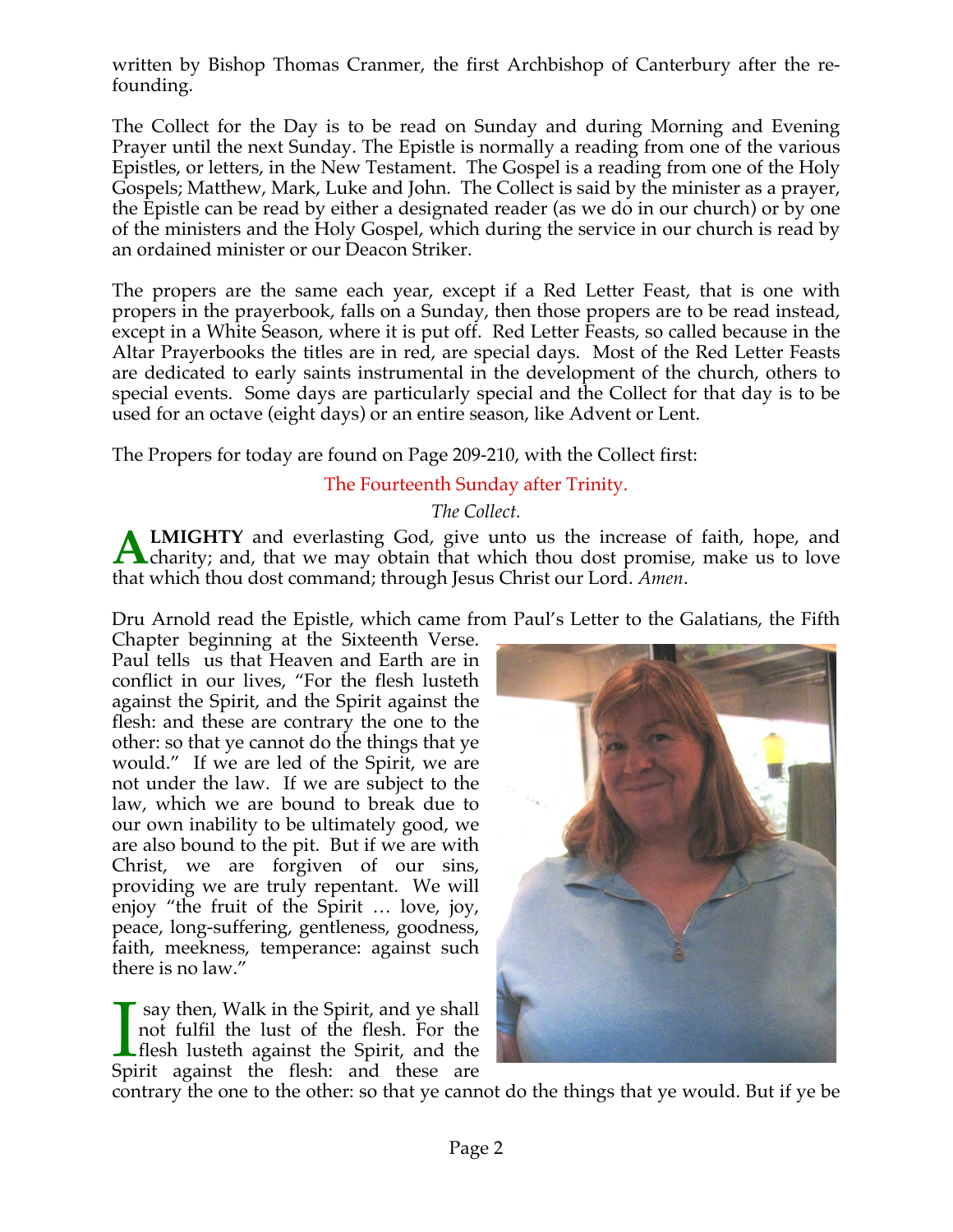written by Bishop Thomas Cranmer, the first Archbishop of Canterbury after the re-founding.

The Collect for the Day is to be read on Sunday and during Morning and Evening Prayer until the next Sunday. The Epistle is normally a reading from one of the various Epistles, or letters, in the New Testament. The Gospel is a reading from one of the Holy Gospels; Matthew, Mark, Luke and John. The Collect is said by the minister as a prayer, the Epistle can be read by either a designated reader (as we do in our church) or by one of the ministers and the Holy Gospel, which during the service in our church is read by an ordained minister or our Deacon Striker.

The propers are the same each year, except if a Red Letter Feast, that is one with propers in the prayerbook, falls on a Sunday, then those propers are to be read instead, except in a White Season, where it is put off. Red Letter Feasts, so called because in the Altar Prayerbooks the titles are in red, are special days. Most of the Red Letter Feasts are dedicated to early saints instrumental in the development of the church, others to special events. Some days are particularly special and the Collect for that day is to be used for an octave (eight days) or an entire season, like Advent or Lent.

The Propers for today are found on Page 209-210, with the Collect first:

## The Fourteenth Sunday after Trinity.

*The Collect.*

**ALMIGHTY** and everlasting God, give unto us the increase of faith, hope, and charity; and, that we may obtain that which thou dost promise, make us to love that which thou dost command; through Jesus Christ our Lord. *Amen*.

Dru Arnold read the Epistle, which came from Paul's Letter to the Galatians, the Fifth Chapter beginning at the Sixteenth Verse. Paul tells us that Heaven and Earth are in conflict in our lives, "For the flesh lusteth against the Spirit, and the Spirit against the flesh: and these are contrary the one to the other: so that ye cannot do the things that ye would." If we are led of the Spirit, we are not under the law. If we are subject to the law, which we are bound to break due to our own inability to be ultimately good, we are also bound to the pit. But if we are with Christ, we are forgiven of our sins, providing we are truly repentant. We will enjoy "the fruit of the Spirit … love, joy, peace, long-suffering, gentleness, goodness, faith, meekness, temperance: against such there is no law."

I say then, Walk in the Spirit, and ye shall not fulfil the lust of the flesh. For the flesh lusteth against the Spirit, and the Spirit against the flesh: and these are contrary the one to the other: so that ye cannot do the things that ye would. But if ye be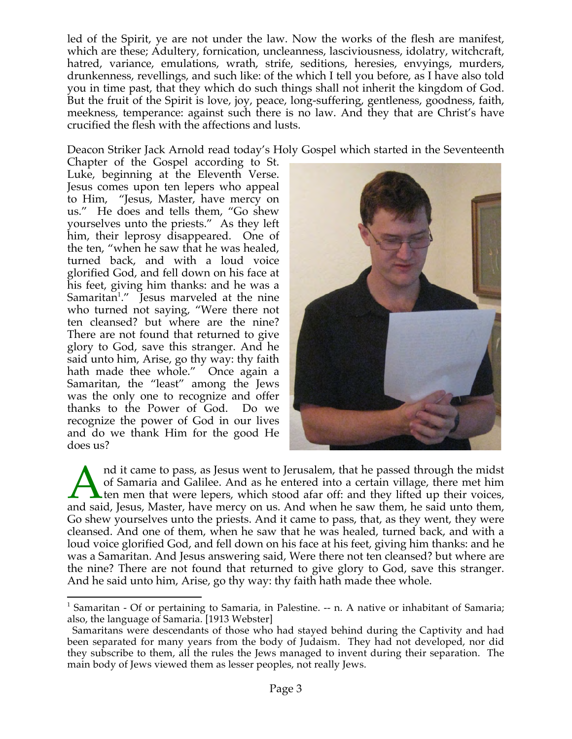led of the Spirit, ye are not under the law. Now the works of the flesh are manifest, which are these; Adultery, fornication, uncleanness, lasciviousness, idolatry, witchcraft, hatred, variance, emulations, wrath, strife, seditions, heresies, envyings, murders, drunkenness, revellings, and such like: of the which I tell you before, as I have also told you in time past, that they which do such things shall not inherit the kingdom of God. But the fruit of the Spirit is love, joy, peace, long-suffering, gentleness, goodness, faith, meekness, temperance: against such there is no law. And they that are Christ's have crucified the flesh with the affections and lusts.

Deacon Striker Jack Arnold read today's Holy Gospel which started in the Seventeenth Chapter of the Gospel according to St. Luke, beginning at the Eleventh Verse. Jesus comes upon ten lepers who appeal to Him, "Jesus, Master, have mercy on us." He does and tells them, "Go shew yourselves unto the priests." As they left him, their leprosy disappeared. One of the ten, "when he saw that he was healed, turned back, and with a loud voice glorified God, and fell down on his face at his feet, giving him thanks: and he was a Samaritan[1]." Jesus marveled at the nine who turned not saying, "Were there not ten cleansed? but where are the nine? There are not found that returned to give glory to God, save this stranger. And he said unto him, Arise, go thy way: thy faith hath made thee whole." Once again a Samaritan, the "least" among the Jews was the only one to recognize and offer thanks to the Power of God. Do we recognize the power of God in our lives and do we thank Him for the good He does us?

And it came to pass, as Jesus went to Jerusalem, that he passed through the midst of Samaria and Galilee. And as he entered into a certain village, there met him ten men that were lepers, which stood afar off: and they lifted up their voices, and said, Jesus, Master, have mercy on us. And when he saw them, he said unto them, Go shew yourselves unto the priests. And it came to pass, that, as they went, they were cleansed. And one of them, when he saw that he was healed, turned back, and with a loud voice glorified God, and fell down on his face at his feet, giving him thanks: and he was a Samaritan. And Jesus answering said, Were there not ten cleansed? but where are the nine? There are not found that returned to give glory to God, save this stranger. And he said unto him, Arise, go thy way: thy faith hath made thee whole.

---

[1] Samaritan - Of or pertaining to Samaria, in Palestine. -- n. A native or inhabitant of Samaria; also, the language of Samaria. [1913 Webster]

Samaritans were descendants of those who had stayed behind during the Captivity and had been separated for many years from the body of Judaism. They had not developed, nor did they subscribe to them, all the rules the Jews managed to invent during their separation. The main body of Jews viewed them as lesser peoples, not really Jews.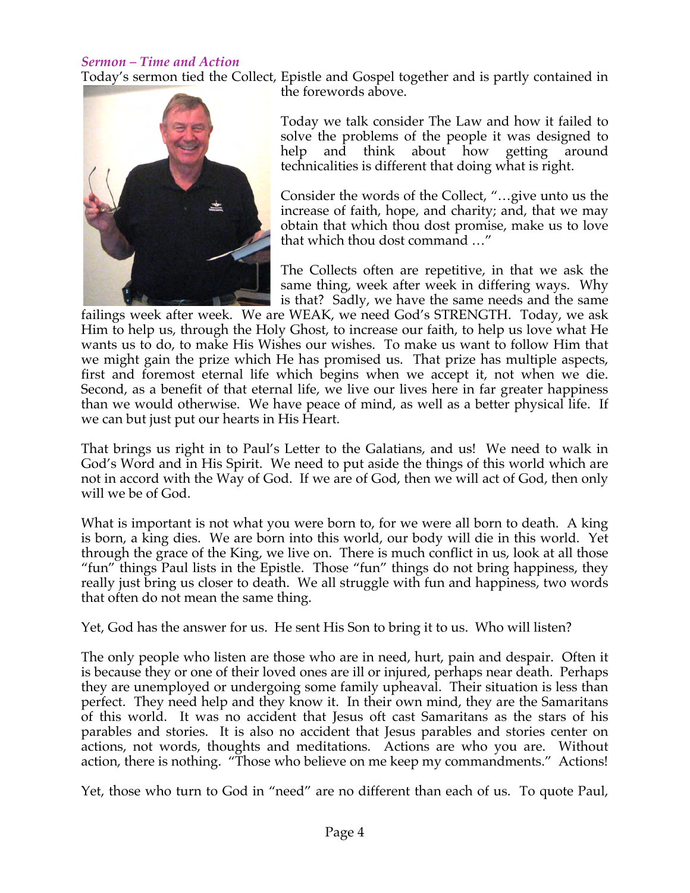*Sermon – Time and Action*

Today's sermon tied the Collect, Epistle and Gospel together and is partly contained in the forewords above.

Today we talk consider The Law and how it failed to solve the problems of the people it was designed to help and think about how getting around technicalities is different that doing what is right.

Consider the words of the Collect, "…give unto us the increase of faith, hope, and charity; and, that we may obtain that which thou dost promise, make us to love that which thou dost command …"

The Collects often are repetitive, in that we ask the same thing, week after week in differing ways. Why is that? Sadly, we have the same needs and the same failings week after week. We are WEAK, we need God's STRENGTH. Today, we ask Him to help us, through the Holy Ghost, to increase our faith, to help us love what He wants us to do, to make His Wishes our wishes. To make us want to follow Him that we might gain the prize which He has promised us. That prize has multiple aspects, first and foremost eternal life which begins when we accept it, not when we die. Second, as a benefit of that eternal life, we live our lives here in far greater happiness than we would otherwise. We have peace of mind, as well as a better physical life. If we can but just put our hearts in His Heart.

That brings us right in to Paul's Letter to the Galatians, and us! We need to walk in God's Word and in His Spirit. We need to put aside the things of this world which are not in accord with the Way of God. If we are of God, then we will act of God, then only will we be of God.

What is important is not what you were born to, for we were all born to death. A king is born, a king dies. We are born into this world, our body will die in this world. Yet through the grace of the King, we live on. There is much conflict in us, look at all those "fun" things Paul lists in the Epistle. Those "fun" things do not bring happiness, they really just bring us closer to death. We all struggle with fun and happiness, two words that often do not mean the same thing.

Yet, God has the answer for us. He sent His Son to bring it to us. Who will listen?

The only people who listen are those who are in need, hurt, pain and despair. Often it is because they or one of their loved ones are ill or injured, perhaps near death. Perhaps they are unemployed or undergoing some family upheaval. Their situation is less than perfect. They need help and they know it. In their own mind, they are the Samaritans of this world. It was no accident that Jesus oft cast Samaritans as the stars of his parables and stories. It is also no accident that Jesus parables and stories center on actions, not words, thoughts and meditations. Actions are who you are. Without action, there is nothing. "Those who believe on me keep my commandments." Actions!

Yet, those who turn to God in "need" are no different than each of us. To quote Paul,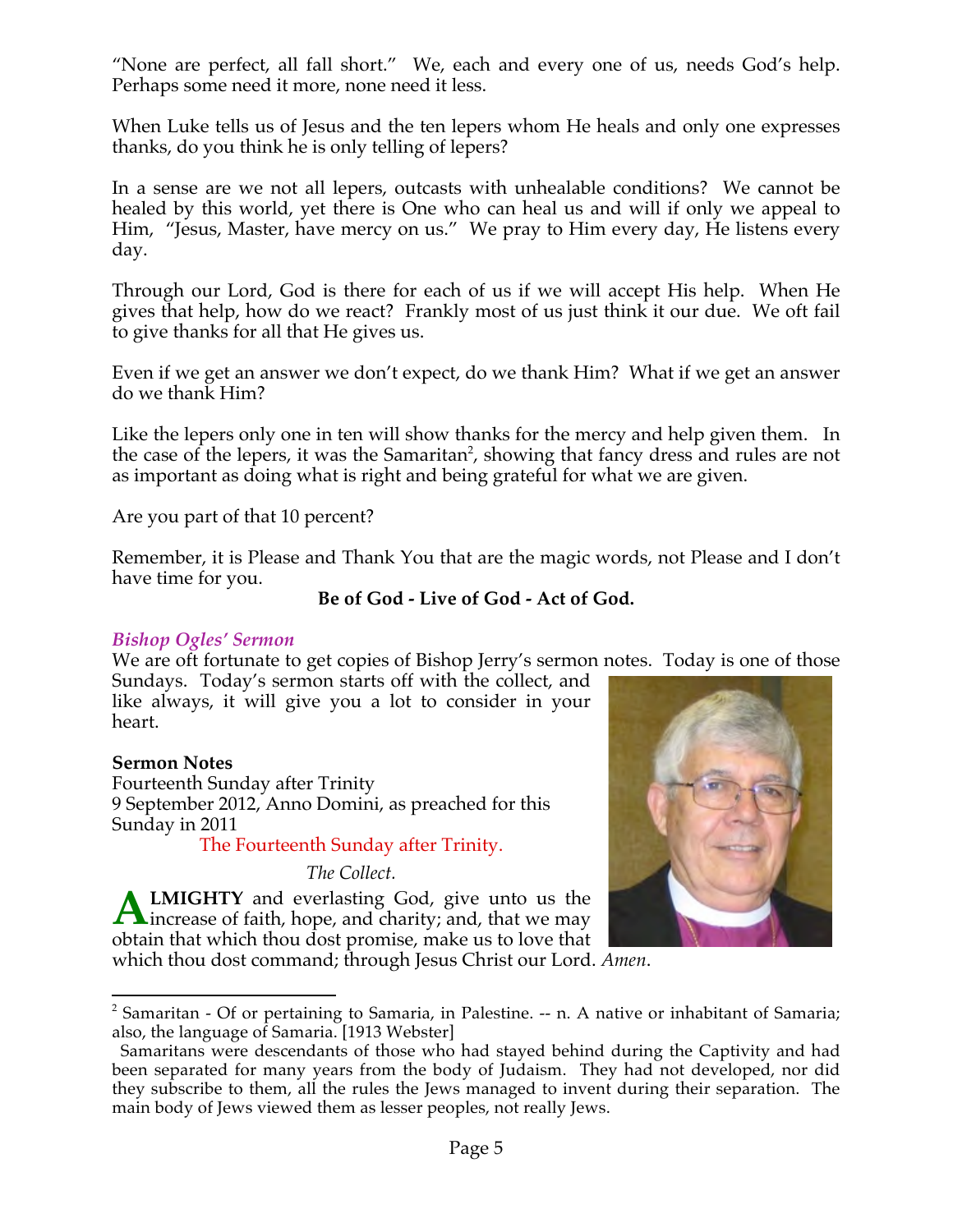"None are perfect, all fall short." We, each and every one of us, needs God's help. Perhaps some need it more, none need it less.

When Luke tells us of Jesus and the ten lepers whom He heals and only one expresses thanks, do you think he is only telling of lepers?

In a sense are we not all lepers, outcasts with unhealable conditions? We cannot be healed by this world, yet there is One who can heal us and will if only we appeal to Him, "Jesus, Master, have mercy on us." We pray to Him every day, He listens every day.

Through our Lord, God is there for each of us if we will accept His help. When He gives that help, how do we react? Frankly most of us just think it our due. We oft fail to give thanks for all that He gives us.

Even if we get an answer we don't expect, do we thank Him? What if we get an answer do we thank Him?

Like the lepers only one in ten will show thanks for the mercy and help given them. In the case of the lepers, it was the Samaritan[2], showing that fancy dress and rules are not as important as doing what is right and being grateful for what we are given.

Are you part of that 10 percent?

Remember, it is Please and Thank You that are the magic words, not Please and I don't have time for you.

**Be of God - Live of God - Act of God.**

### *Bishop Ogles' Sermon*

We are oft fortunate to get copies of Bishop Jerry's sermon notes. Today is one of those Sundays. Today's sermon starts off with the collect, and like always, it will give you a lot to consider in your heart.

**Sermon Notes**
Fourteenth Sunday after Trinity
9 September 2012, Anno Domini, as preached for this Sunday in 2011

The Fourteenth Sunday after Trinity.

*The Collect.*

**ALMIGHTY** and everlasting God, give unto us the increase of faith, hope, and charity; and, that we may obtain that which thou dost promise, make us to love that which thou dost command; through Jesus Christ our Lord. *Amen.*

---

[2] Samaritan - Of or pertaining to Samaria, in Palestine. -- n. A native or inhabitant of Samaria; also, the language of Samaria. [1913 Webster]

Samaritans were descendants of those who had stayed behind during the Captivity and had been separated for many years from the body of Judaism. They had not developed, nor did they subscribe to them, all the rules the Jews managed to invent during their separation. The main body of Jews viewed them as lesser peoples, not really Jews.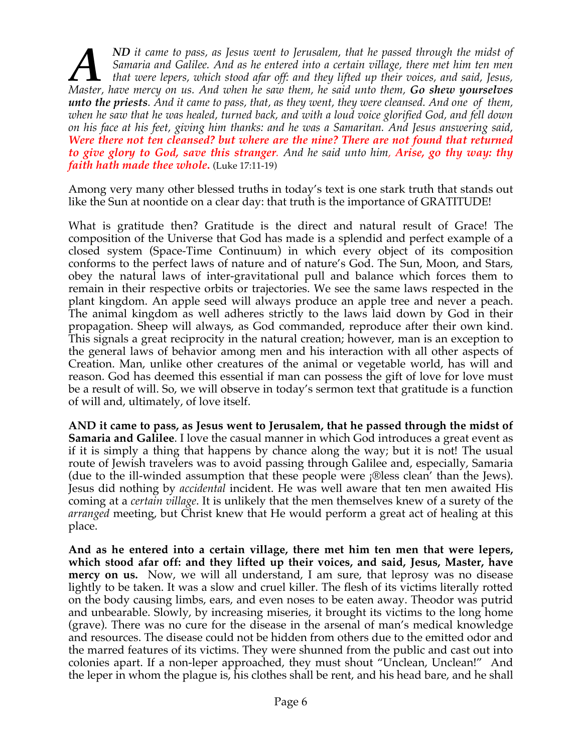***AND** it came to pass, as Jesus went to Jerusalem, that he passed through the midst of Samaria and Galilee. And as he entered into a certain village, there met him ten men that were lepers, which stood afar off: and they lifted up their voices, and said, Jesus, Master, have mercy on us. And when he saw them, he said unto them,* ***Go shew yourselves unto the priests****. And it came to pass, that, as they went, they were cleansed. And one of them, when he saw that he was healed, turned back, and with a loud voice glorified God, and fell down on his face at his feet, giving him thanks: and he was a Samaritan. And Jesus answering said,* ***Were there not ten cleansed? but where are the nine? There are not found that returned to give glory to God, save this stranger****. And he said unto him,* ***Arise, go thy way: thy faith hath made thee whole.*** (Luke 17:11-19)

Among very many other blessed truths in today's text is one stark truth that stands out like the Sun at noontide on a clear day: that truth is the importance of GRATITUDE!

What is gratitude then? Gratitude is the direct and natural result of Grace! The composition of the Universe that God has made is a splendid and perfect example of a closed system (Space-Time Continuum) in which every object of its composition conforms to the perfect laws of nature and of nature's God. The Sun, Moon, and Stars, obey the natural laws of inter-gravitational pull and balance which forces them to remain in their respective orbits or trajectories. We see the same laws respected in the plant kingdom. An apple seed will always produce an apple tree and never a peach. The animal kingdom as well adheres strictly to the laws laid down by God in their propagation. Sheep will always, as God commanded, reproduce after their own kind. This signals a great reciprocity in the natural creation; however, man is an exception to the general laws of behavior among men and his interaction with all other aspects of Creation. Man, unlike other creatures of the animal or vegetable world, has will and reason. God has deemed this essential if man can possess the gift of love for love must be a result of will. So, we will observe in today's sermon text that gratitude is a function of will and, ultimately, of love itself.

**AND it came to pass, as Jesus went to Jerusalem, that he passed through the midst of Samaria and Galilee**. I love the casual manner in which God introduces a great event as if it is simply a thing that happens by chance along the way; but it is not! The usual route of Jewish travelers was to avoid passing through Galilee and, especially, Samaria (due to the ill-winded assumption that these people were ¡®less clean' than the Jews). Jesus did nothing by *accidental* incident. He was well aware that ten men awaited His coming at a *certain village*. It is unlikely that the men themselves knew of a surety of the *arranged* meeting, but Christ knew that He would perform a great act of healing at this place.

**And as he entered into a certain village, there met him ten men that were lepers, which stood afar off: and they lifted up their voices, and said, Jesus, Master, have mercy on us.** Now, we will all understand, I am sure, that leprosy was no disease lightly to be taken. It was a slow and cruel killer. The flesh of its victims literally rotted on the body causing limbs, ears, and even noses to be eaten away. Theodor was putrid and unbearable. Slowly, by increasing miseries, it brought its victims to the long home (grave). There was no cure for the disease in the arsenal of man's medical knowledge and resources. The disease could not be hidden from others due to the emitted odor and the marred features of its victims. They were shunned from the public and cast out into colonies apart. If a non-leper approached, they must shout "Unclean, Unclean!" And the leper in whom the plague is, his clothes shall be rent, and his head bare, and he shall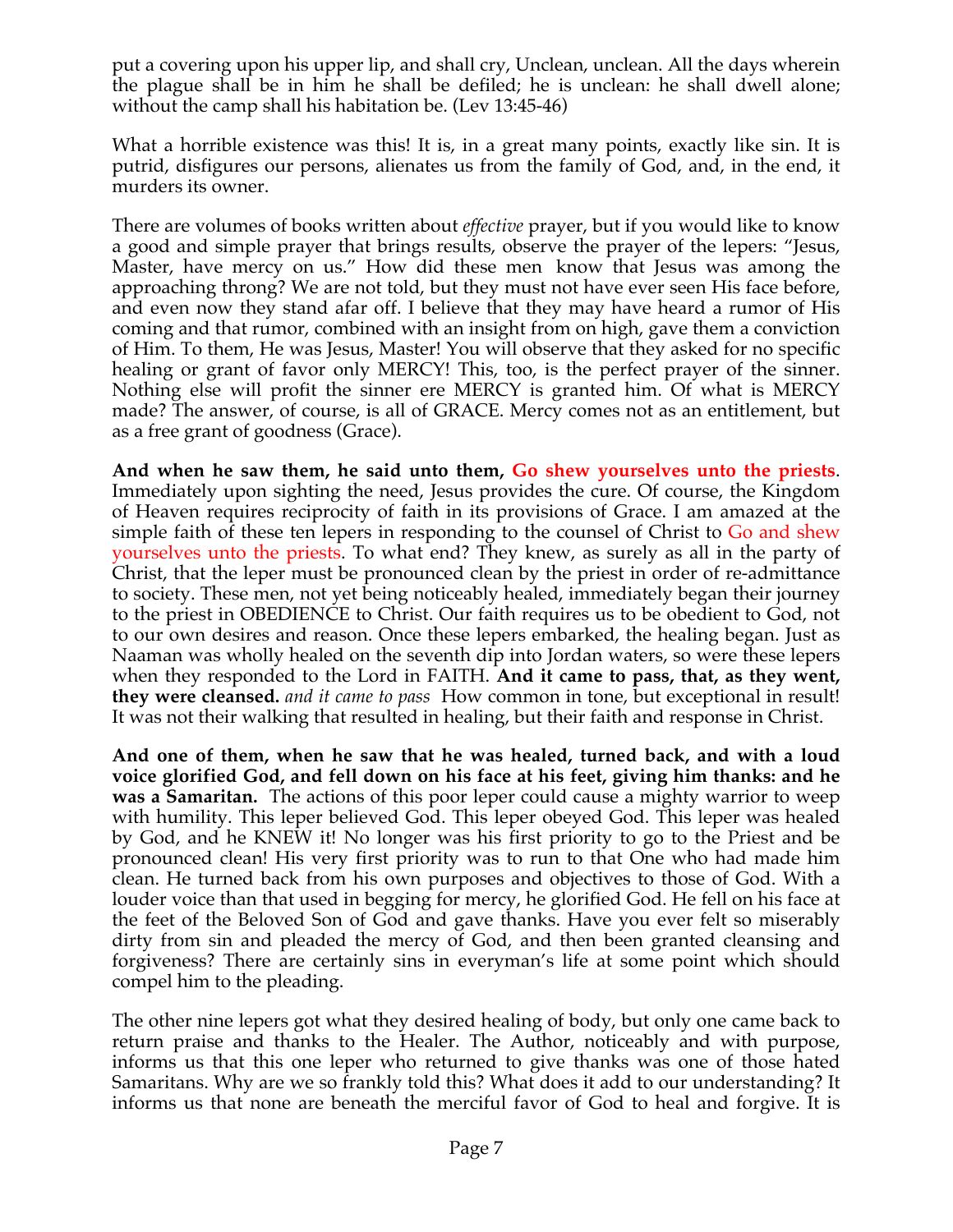put a covering upon his upper lip, and shall cry, Unclean, unclean. All the days wherein the plague shall be in him he shall be defiled; he is unclean: he shall dwell alone; without the camp shall his habitation be. (Lev 13:45-46)

What a horrible existence was this! It is, in a great many points, exactly like sin. It is putrid, disfigures our persons, alienates us from the family of God, and, in the end, it murders its owner.

There are volumes of books written about *effective* prayer, but if you would like to know a good and simple prayer that brings results, observe the prayer of the lepers: "Jesus, Master, have mercy on us." How did these men know that Jesus was among the approaching throng? We are not told, but they must not have ever seen His face before, and even now they stand afar off. I believe that they may have heard a rumor of His coming and that rumor, combined with an insight from on high, gave them a conviction of Him. To them, He was Jesus, Master! You will observe that they asked for no specific healing or grant of favor only MERCY! This, too, is the perfect prayer of the sinner. Nothing else will profit the sinner ere MERCY is granted him. Of what is MERCY made? The answer, of course, is all of GRACE. Mercy comes not as an entitlement, but as a free grant of goodness (Grace).

**And when he saw them, he said unto them, Go shew yourselves unto the priests**. Immediately upon sighting the need, Jesus provides the cure. Of course, the Kingdom of Heaven requires reciprocity of faith in its provisions of Grace. I am amazed at the simple faith of these ten lepers in responding to the counsel of Christ to Go and shew yourselves unto the priests. To what end? They knew, as surely as all in the party of Christ, that the leper must be pronounced clean by the priest in order of re-admittance to society. These men, not yet being noticeably healed, immediately began their journey to the priest in OBEDIENCE to Christ. Our faith requires us to be obedient to God, not to our own desires and reason. Once these lepers embarked, the healing began. Just as Naaman was wholly healed on the seventh dip into Jordan waters, so were these lepers when they responded to the Lord in FAITH. **And it came to pass, that, as they went, they were cleansed.** *and it came to pass* How common in tone, but exceptional in result! It was not their walking that resulted in healing, but their faith and response in Christ.

**And one of them, when he saw that he was healed, turned back, and with a loud voice glorified God, and fell down on his face at his feet, giving him thanks: and he was a Samaritan.** The actions of this poor leper could cause a mighty warrior to weep with humility. This leper believed God. This leper obeyed God. This leper was healed by God, and he KNEW it! No longer was his first priority to go to the Priest and be pronounced clean! His very first priority was to run to that One who had made him clean. He turned back from his own purposes and objectives to those of God. With a louder voice than that used in begging for mercy, he glorified God. He fell on his face at the feet of the Beloved Son of God and gave thanks. Have you ever felt so miserably dirty from sin and pleaded the mercy of God, and then been granted cleansing and forgiveness? There are certainly sins in everyman's life at some point which should compel him to the pleading.

The other nine lepers got what they desired healing of body, but only one came back to return praise and thanks to the Healer. The Author, noticeably and with purpose, informs us that this one leper who returned to give thanks was one of those hated Samaritans. Why are we so frankly told this? What does it add to our understanding? It informs us that none are beneath the merciful favor of God to heal and forgive. It is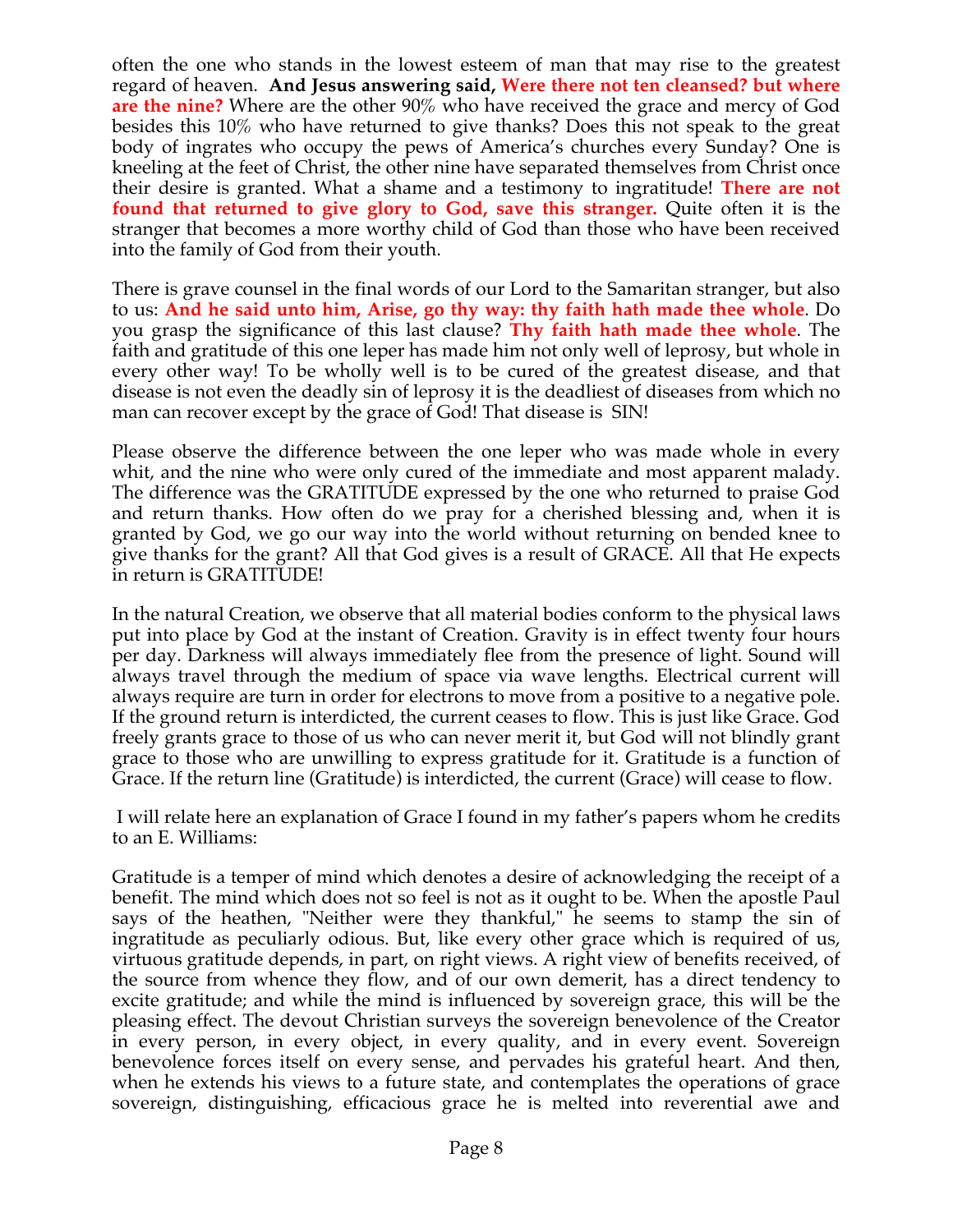often the one who stands in the lowest esteem of man that may rise to the greatest regard of heaven. **And Jesus answering said, Were there not ten cleansed? but where are the nine?** Where are the other 90% who have received the grace and mercy of God besides this 10% who have returned to give thanks? Does this not speak to the great body of ingrates who occupy the pews of America's churches every Sunday? One is kneeling at the feet of Christ, the other nine have separated themselves from Christ once their desire is granted. What a shame and a testimony to ingratitude! **There are not found that returned to give glory to God, save this stranger.** Quite often it is the stranger that becomes a more worthy child of God than those who have been received into the family of God from their youth.

There is grave counsel in the final words of our Lord to the Samaritan stranger, but also to us: **And he said unto him, Arise, go thy way: thy faith hath made thee whole**. Do you grasp the significance of this last clause? **Thy faith hath made thee whole**. The faith and gratitude of this one leper has made him not only well of leprosy, but whole in every other way! To be wholly well is to be cured of the greatest disease, and that disease is not even the deadly sin of leprosy it is the deadliest of diseases from which no man can recover except by the grace of God! That disease is SIN!

Please observe the difference between the one leper who was made whole in every whit, and the nine who were only cured of the immediate and most apparent malady. The difference was the GRATITUDE expressed by the one who returned to praise God and return thanks. How often do we pray for a cherished blessing and, when it is granted by God, we go our way into the world without returning on bended knee to give thanks for the grant? All that God gives is a result of GRACE. All that He expects in return is GRATITUDE!

In the natural Creation, we observe that all material bodies conform to the physical laws put into place by God at the instant of Creation. Gravity is in effect twenty four hours per day. Darkness will always immediately flee from the presence of light. Sound will always travel through the medium of space via wave lengths. Electrical current will always require are turn in order for electrons to move from a positive to a negative pole. If the ground return is interdicted, the current ceases to flow. This is just like Grace. God freely grants grace to those of us who can never merit it, but God will not blindly grant grace to those who are unwilling to express gratitude for it. Gratitude is a function of Grace. If the return line (Gratitude) is interdicted, the current (Grace) will cease to flow.

I will relate here an explanation of Grace I found in my father's papers whom he credits to an E. Williams:

Gratitude is a temper of mind which denotes a desire of acknowledging the receipt of a benefit. The mind which does not so feel is not as it ought to be. When the apostle Paul says of the heathen, "Neither were they thankful," he seems to stamp the sin of ingratitude as peculiarly odious. But, like every other grace which is required of us, virtuous gratitude depends, in part, on right views. A right view of benefits received, of the source from whence they flow, and of our own demerit, has a direct tendency to excite gratitude; and while the mind is influenced by sovereign grace, this will be the pleasing effect. The devout Christian surveys the sovereign benevolence of the Creator in every person, in every object, in every quality, and in every event. Sovereign benevolence forces itself on every sense, and pervades his grateful heart. And then, when he extends his views to a future state, and contemplates the operations of grace sovereign, distinguishing, efficacious grace he is melted into reverential awe and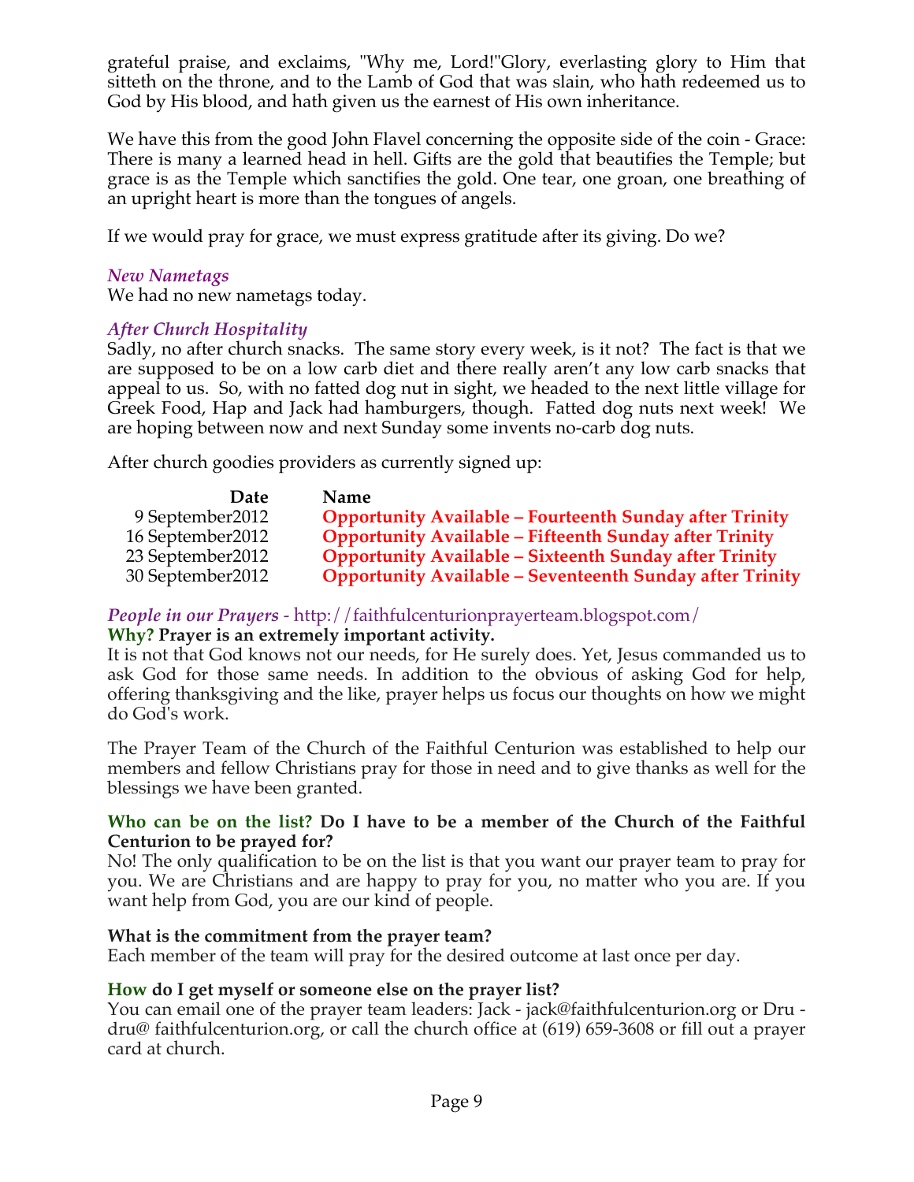grateful praise, and exclaims, "Why me, Lord!"Glory, everlasting glory to Him that sitteth on the throne, and to the Lamb of God that was slain, who hath redeemed us to God by His blood, and hath given us the earnest of His own inheritance.

We have this from the good John Flavel concerning the opposite side of the coin - Grace: There is many a learned head in hell. Gifts are the gold that beautifies the Temple; but grace is as the Temple which sanctifies the gold. One tear, one groan, one breathing of an upright heart is more than the tongues of angels.

If we would pray for grace, we must express gratitude after its giving. Do we?

### *New Nametags*

We had no new nametags today.

### *After Church Hospitality*

Sadly, no after church snacks. The same story every week, is it not? The fact is that we are supposed to be on a low carb diet and there really aren't any low carb snacks that appeal to us. So, with no fatted dog nut in sight, we headed to the next little village for Greek Food, Hap and Jack had hamburgers, though. Fatted dog nuts next week! We are hoping between now and next Sunday some invents no-carb dog nuts.

After church goodies providers as currently signed up:

| Date | Name |
|---|---|
| 9 September2012 | **Opportunity Available – Fourteenth Sunday after Trinity** |
| 16 September2012 | **Opportunity Available – Fifteenth Sunday after Trinity** |
| 23 September2012 | **Opportunity Available – Sixteenth Sunday after Trinity** |
| 30 September2012 | **Opportunity Available – Seventeenth Sunday after Trinity** |

### *People in our Prayers* - http://faithfulcenturionprayerteam.blogspot.com/

**Why? Prayer is an extremely important activity.**

It is not that God knows not our needs, for He surely does. Yet, Jesus commanded us to ask God for those same needs. In addition to the obvious of asking God for help, offering thanksgiving and the like, prayer helps us focus our thoughts on how we might do God's work.

The Prayer Team of the Church of the Faithful Centurion was established to help our members and fellow Christians pray for those in need and to give thanks as well for the blessings we have been granted.

**Who can be on the list? Do I have to be a member of the Church of the Faithful Centurion to be prayed for?**

No! The only qualification to be on the list is that you want our prayer team to pray for you. We are Christians and are happy to pray for you, no matter who you are. If you want help from God, you are our kind of people.

**What is the commitment from the prayer team?**

Each member of the team will pray for the desired outcome at last once per day.

**How do I get myself or someone else on the prayer list?**

You can email one of the prayer team leaders: Jack - jack@faithfulcenturion.org or Dru - dru@ faithfulcenturion.org, or call the church office at (619) 659-3608 or fill out a prayer card at church.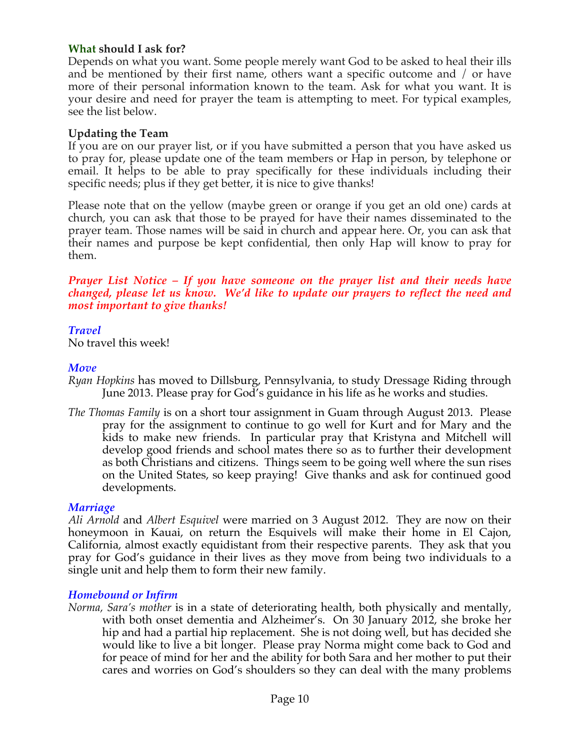**What should I ask for?**

Depends on what you want. Some people merely want God to be asked to heal their ills and be mentioned by their first name, others want a specific outcome and / or have more of their personal information known to the team. Ask for what you want. It is your desire and need for prayer the team is attempting to meet. For typical examples, see the list below.

**Updating the Team**

If you are on our prayer list, or if you have submitted a person that you have asked us to pray for, please update one of the team members or Hap in person, by telephone or email. It helps to be able to pray specifically for these individuals including their specific needs; plus if they get better, it is nice to give thanks!

Please note that on the yellow (maybe green or orange if you get an old one) cards at church, you can ask that those to be prayed for have their names disseminated to the prayer team. Those names will be said in church and appear here. Or, you can ask that their names and purpose be kept confidential, then only Hap will know to pray for them.

***Prayer List Notice – If you have someone on the prayer list and their needs have changed, please let us know. We'd like to update our prayers to reflect the need and most important to give thanks!***

### *Travel*

No travel this week!

### *Move*

*Ryan Hopkins* has moved to Dillsburg, Pennsylvania, to study Dressage Riding through June 2013. Please pray for God's guidance in his life as he works and studies.

*The Thomas Family* is on a short tour assignment in Guam through August 2013. Please pray for the assignment to continue to go well for Kurt and for Mary and the kids to make new friends. In particular pray that Kristyna and Mitchell will develop good friends and school mates there so as to further their development as both Christians and citizens. Things seem to be going well where the sun rises on the United States, so keep praying! Give thanks and ask for continued good developments.

### *Marriage*

*Ali Arnold* and *Albert Esquivel* were married on 3 August 2012. They are now on their honeymoon in Kauai, on return the Esquivels will make their home in El Cajon, California, almost exactly equidistant from their respective parents. They ask that you pray for God's guidance in their lives as they move from being two individuals to a single unit and help them to form their new family.

### *Homebound or Infirm*

*Norma, Sara's mother* is in a state of deteriorating health, both physically and mentally, with both onset dementia and Alzheimer's. On 30 January 2012, she broke her hip and had a partial hip replacement. She is not doing well, but has decided she would like to live a bit longer. Please pray Norma might come back to God and for peace of mind for her and the ability for both Sara and her mother to put their cares and worries on God's shoulders so they can deal with the many problems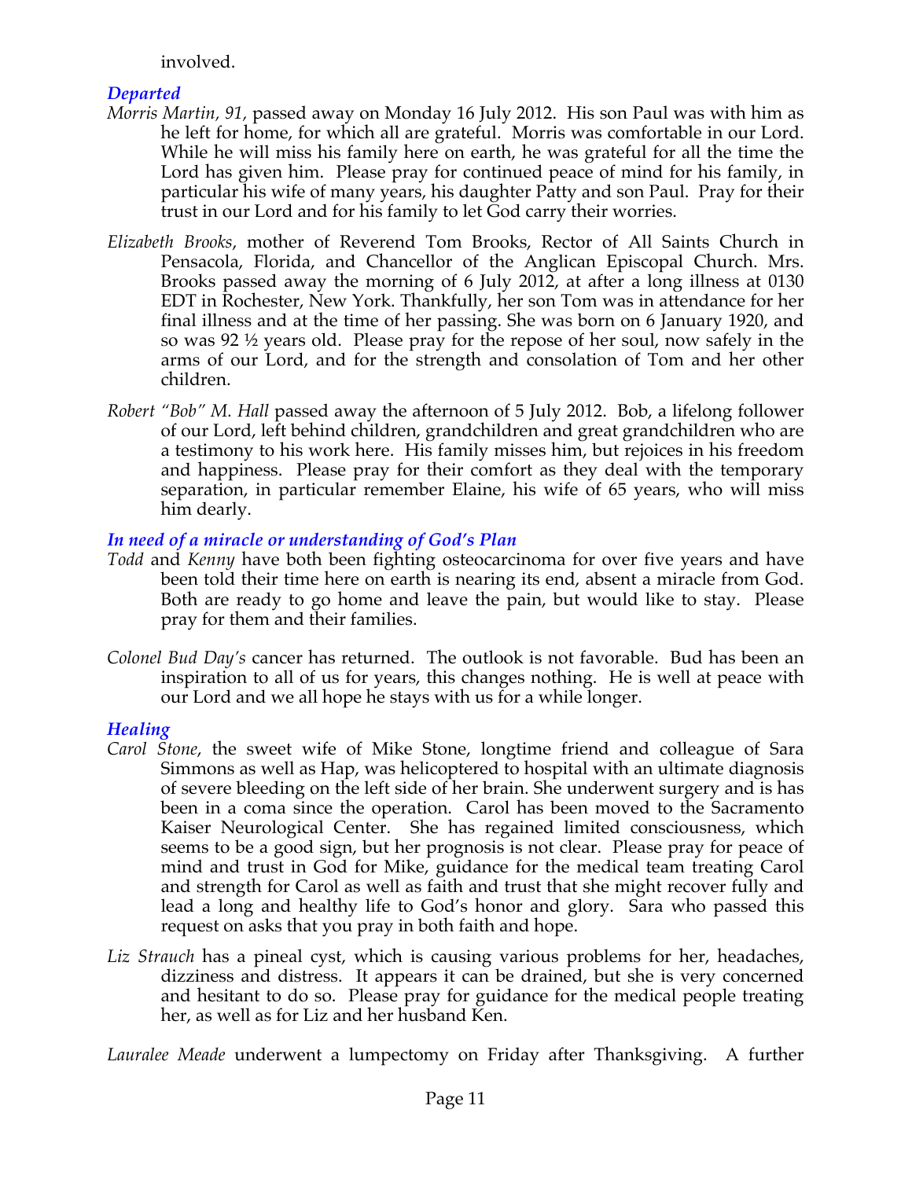involved.

### *Departed*

*Morris Martin, 91*, passed away on Monday 16 July 2012. His son Paul was with him as he left for home, for which all are grateful. Morris was comfortable in our Lord. While he will miss his family here on earth, he was grateful for all the time the Lord has given him. Please pray for continued peace of mind for his family, in particular his wife of many years, his daughter Patty and son Paul. Pray for their trust in our Lord and for his family to let God carry their worries.

*Elizabeth Brooks*, mother of Reverend Tom Brooks, Rector of All Saints Church in Pensacola, Florida, and Chancellor of the Anglican Episcopal Church. Mrs. Brooks passed away the morning of 6 July 2012, at after a long illness at 0130 EDT in Rochester, New York. Thankfully, her son Tom was in attendance for her final illness and at the time of her passing. She was born on 6 January 1920, and so was 92 ½ years old. Please pray for the repose of her soul, now safely in the arms of our Lord, and for the strength and consolation of Tom and her other children.

*Robert "Bob" M. Hall* passed away the afternoon of 5 July 2012. Bob, a lifelong follower of our Lord, left behind children, grandchildren and great grandchildren who are a testimony to his work here. His family misses him, but rejoices in his freedom and happiness. Please pray for their comfort as they deal with the temporary separation, in particular remember Elaine, his wife of 65 years, who will miss him dearly.

### *In need of a miracle or understanding of God's Plan*

*Todd* and *Kenny* have both been fighting osteocarcinoma for over five years and have been told their time here on earth is nearing its end, absent a miracle from God. Both are ready to go home and leave the pain, but would like to stay. Please pray for them and their families.

*Colonel Bud Day's* cancer has returned. The outlook is not favorable. Bud has been an inspiration to all of us for years, this changes nothing. He is well at peace with our Lord and we all hope he stays with us for a while longer.

### *Healing*

*Carol Stone*, the sweet wife of Mike Stone, longtime friend and colleague of Sara Simmons as well as Hap, was helicoptered to hospital with an ultimate diagnosis of severe bleeding on the left side of her brain. She underwent surgery and is has been in a coma since the operation. Carol has been moved to the Sacramento Kaiser Neurological Center. She has regained limited consciousness, which seems to be a good sign, but her prognosis is not clear. Please pray for peace of mind and trust in God for Mike, guidance for the medical team treating Carol and strength for Carol as well as faith and trust that she might recover fully and lead a long and healthy life to God's honor and glory. Sara who passed this request on asks that you pray in both faith and hope.

*Liz Strauch* has a pineal cyst, which is causing various problems for her, headaches, dizziness and distress. It appears it can be drained, but she is very concerned and hesitant to do so. Please pray for guidance for the medical people treating her, as well as for Liz and her husband Ken.

*Lauralee Meade* underwent a lumpectomy on Friday after Thanksgiving. A further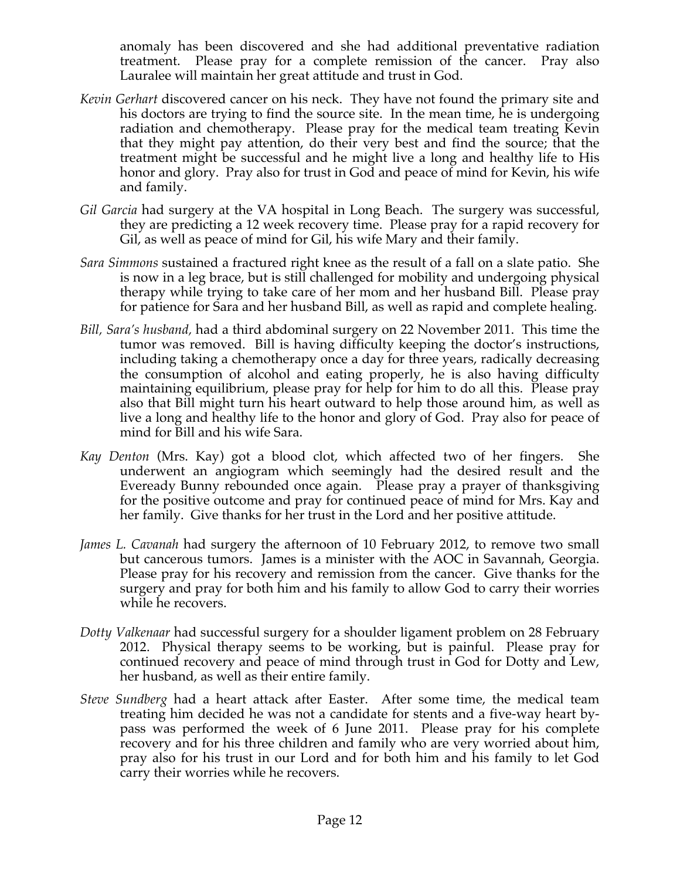anomaly has been discovered and she had additional preventative radiation treatment. Please pray for a complete remission of the cancer. Pray also Lauralee will maintain her great attitude and trust in God.

*Kevin Gerhart* discovered cancer on his neck. They have not found the primary site and his doctors are trying to find the source site. In the mean time, he is undergoing radiation and chemotherapy. Please pray for the medical team treating Kevin that they might pay attention, do their very best and find the source; that the treatment might be successful and he might live a long and healthy life to His honor and glory. Pray also for trust in God and peace of mind for Kevin, his wife and family.

*Gil Garcia* had surgery at the VA hospital in Long Beach. The surgery was successful, they are predicting a 12 week recovery time. Please pray for a rapid recovery for Gil, as well as peace of mind for Gil, his wife Mary and their family.

*Sara Simmons* sustained a fractured right knee as the result of a fall on a slate patio. She is now in a leg brace, but is still challenged for mobility and undergoing physical therapy while trying to take care of her mom and her husband Bill. Please pray for patience for Sara and her husband Bill, as well as rapid and complete healing.

*Bill, Sara's husband,* had a third abdominal surgery on 22 November 2011. This time the tumor was removed. Bill is having difficulty keeping the doctor's instructions, including taking a chemotherapy once a day for three years, radically decreasing the consumption of alcohol and eating properly, he is also having difficulty maintaining equilibrium, please pray for help for him to do all this. Please pray also that Bill might turn his heart outward to help those around him, as well as live a long and healthy life to the honor and glory of God. Pray also for peace of mind for Bill and his wife Sara.

*Kay Denton* (Mrs. Kay) got a blood clot, which affected two of her fingers. She underwent an angiogram which seemingly had the desired result and the Eveready Bunny rebounded once again. Please pray a prayer of thanksgiving for the positive outcome and pray for continued peace of mind for Mrs. Kay and her family. Give thanks for her trust in the Lord and her positive attitude.

*James L. Cavanah* had surgery the afternoon of 10 February 2012, to remove two small but cancerous tumors. James is a minister with the AOC in Savannah, Georgia. Please pray for his recovery and remission from the cancer. Give thanks for the surgery and pray for both him and his family to allow God to carry their worries while he recovers.

*Dotty Valkenaar* had successful surgery for a shoulder ligament problem on 28 February 2012. Physical therapy seems to be working, but is painful. Please pray for continued recovery and peace of mind through trust in God for Dotty and Lew, her husband, as well as their entire family.

*Steve Sundberg* had a heart attack after Easter. After some time, the medical team treating him decided he was not a candidate for stents and a five-way heart by-pass was performed the week of 6 June 2011. Please pray for his complete recovery and for his three children and family who are very worried about him, pray also for his trust in our Lord and for both him and his family to let God carry their worries while he recovers.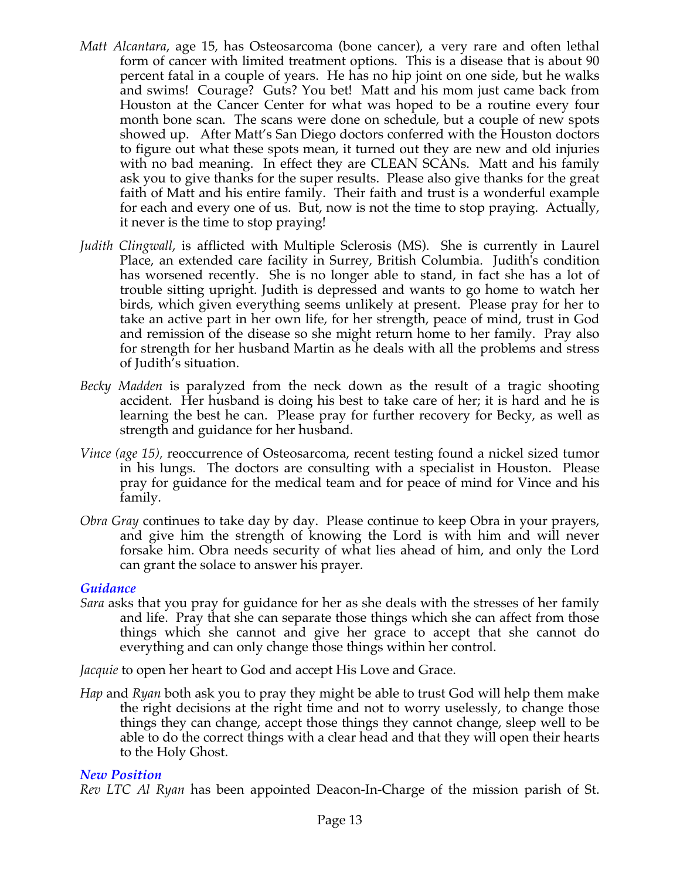*Matt Alcantara*, age 15, has Osteosarcoma (bone cancer), a very rare and often lethal form of cancer with limited treatment options. This is a disease that is about 90 percent fatal in a couple of years. He has no hip joint on one side, but he walks and swims! Courage? Guts? You bet! Matt and his mom just came back from Houston at the Cancer Center for what was hoped to be a routine every four month bone scan. The scans were done on schedule, but a couple of new spots showed up. After Matt's San Diego doctors conferred with the Houston doctors to figure out what these spots mean, it turned out they are new and old injuries with no bad meaning. In effect they are CLEAN SCANs. Matt and his family ask you to give thanks for the super results. Please also give thanks for the great faith of Matt and his entire family. Their faith and trust is a wonderful example for each and every one of us. But, now is not the time to stop praying. Actually, it never is the time to stop praying!

*Judith Clingwall*, is afflicted with Multiple Sclerosis (MS). She is currently in Laurel Place, an extended care facility in Surrey, British Columbia. Judith's condition has worsened recently. She is no longer able to stand, in fact she has a lot of trouble sitting upright. Judith is depressed and wants to go home to watch her birds, which given everything seems unlikely at present. Please pray for her to take an active part in her own life, for her strength, peace of mind, trust in God and remission of the disease so she might return home to her family. Pray also for strength for her husband Martin as he deals with all the problems and stress of Judith's situation.

*Becky Madden* is paralyzed from the neck down as the result of a tragic shooting accident. Her husband is doing his best to take care of her; it is hard and he is learning the best he can. Please pray for further recovery for Becky, as well as strength and guidance for her husband.

*Vince (age 15),* reoccurrence of Osteosarcoma, recent testing found a nickel sized tumor in his lungs. The doctors are consulting with a specialist in Houston. Please pray for guidance for the medical team and for peace of mind for Vince and his family.

*Obra Gray* continues to take day by day. Please continue to keep Obra in your prayers, and give him the strength of knowing the Lord is with him and will never forsake him. Obra needs security of what lies ahead of him, and only the Lord can grant the solace to answer his prayer.

### *Guidance*

*Sara* asks that you pray for guidance for her as she deals with the stresses of her family and life. Pray that she can separate those things which she can affect from those things which she cannot and give her grace to accept that she cannot do everything and can only change those things within her control.

*Jacquie* to open her heart to God and accept His Love and Grace.

*Hap* and *Ryan* both ask you to pray they might be able to trust God will help them make the right decisions at the right time and not to worry uselessly, to change those things they can change, accept those things they cannot change, sleep well to be able to do the correct things with a clear head and that they will open their hearts to the Holy Ghost.

### *New Position*

*Rev LTC Al Ryan* has been appointed Deacon-In-Charge of the mission parish of St.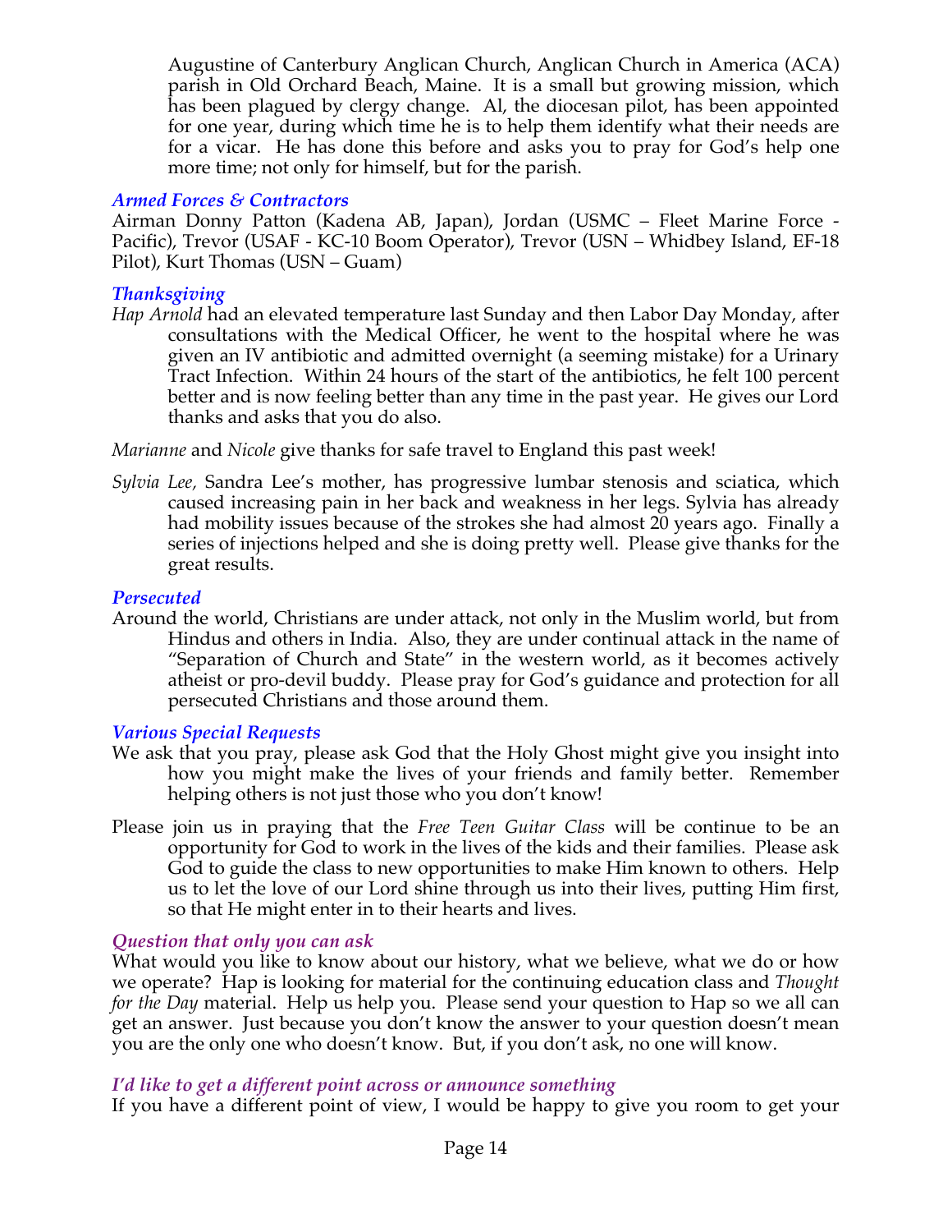Augustine of Canterbury Anglican Church, Anglican Church in America (ACA) parish in Old Orchard Beach, Maine. It is a small but growing mission, which has been plagued by clergy change. Al, the diocesan pilot, has been appointed for one year, during which time he is to help them identify what their needs are for a vicar. He has done this before and asks you to pray for God's help one more time; not only for himself, but for the parish.

### *Armed Forces & Contractors*

Airman Donny Patton (Kadena AB, Japan), Jordan (USMC – Fleet Marine Force - Pacific), Trevor (USAF - KC-10 Boom Operator), Trevor (USN – Whidbey Island, EF-18 Pilot), Kurt Thomas (USN – Guam)

### *Thanksgiving*

*Hap Arnold* had an elevated temperature last Sunday and then Labor Day Monday, after consultations with the Medical Officer, he went to the hospital where he was given an IV antibiotic and admitted overnight (a seeming mistake) for a Urinary Tract Infection. Within 24 hours of the start of the antibiotics, he felt 100 percent better and is now feeling better than any time in the past year. He gives our Lord thanks and asks that you do also.

*Marianne* and *Nicole* give thanks for safe travel to England this past week!

*Sylvia Lee,* Sandra Lee's mother, has progressive lumbar stenosis and sciatica, which caused increasing pain in her back and weakness in her legs. Sylvia has already had mobility issues because of the strokes she had almost 20 years ago. Finally a series of injections helped and she is doing pretty well. Please give thanks for the great results.

### *Persecuted*

Around the world, Christians are under attack, not only in the Muslim world, but from Hindus and others in India. Also, they are under continual attack in the name of "Separation of Church and State" in the western world, as it becomes actively atheist or pro-devil buddy. Please pray for God's guidance and protection for all persecuted Christians and those around them.

### *Various Special Requests*

We ask that you pray, please ask God that the Holy Ghost might give you insight into how you might make the lives of your friends and family better. Remember helping others is not just those who you don't know!

Please join us in praying that the *Free Teen Guitar Class* will be continue to be an opportunity for God to work in the lives of the kids and their families. Please ask God to guide the class to new opportunities to make Him known to others. Help us to let the love of our Lord shine through us into their lives, putting Him first, so that He might enter in to their hearts and lives.

### *Question that only you can ask*

What would you like to know about our history, what we believe, what we do or how we operate? Hap is looking for material for the continuing education class and *Thought for the Day* material. Help us help you. Please send your question to Hap so we all can get an answer. Just because you don't know the answer to your question doesn't mean you are the only one who doesn't know. But, if you don't ask, no one will know.

### *I'd like to get a different point across or announce something*

If you have a different point of view, I would be happy to give you room to get your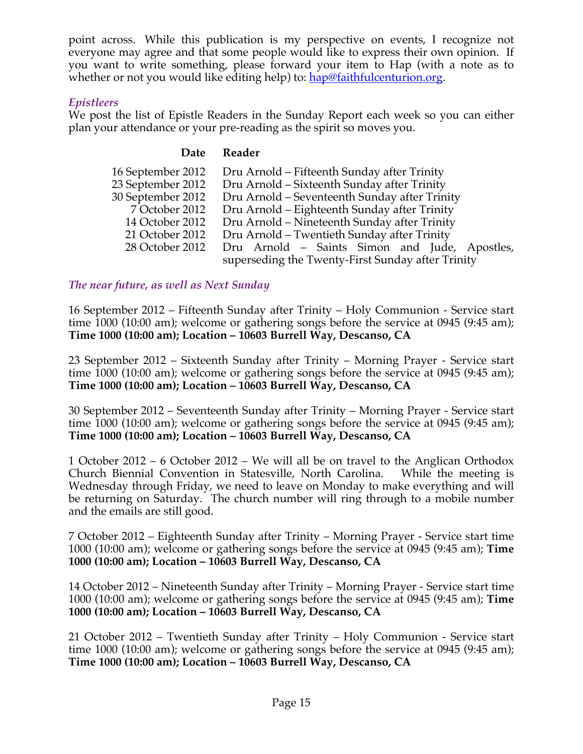point across. While this publication is my perspective on events, I recognize not everyone may agree and that some people would like to express their own opinion. If you want to write something, please forward your item to Hap (with a note as to whether or not you would like editing help) to: hap@faithfulcenturion.org.

### *Epistleers*

We post the list of Epistle Readers in the Sunday Report each week so you can either plan your attendance or your pre-reading as the spirit so moves you.

| Date | Reader |
|---:|---|
| 16 September 2012 | Dru Arnold – Fifteenth Sunday after Trinity |
| 23 September 2012 | Dru Arnold – Sixteenth Sunday after Trinity |
| 30 September 2012 | Dru Arnold – Seventeenth Sunday after Trinity |
| 7 October 2012 | Dru Arnold – Eighteenth Sunday after Trinity |
| 14 October 2012 | Dru Arnold – Nineteenth Sunday after Trinity |
| 21 October 2012 | Dru Arnold – Twentieth Sunday after Trinity |
| 28 October 2012 | Dru Arnold – Saints Simon and Jude, Apostles, superseding the Twenty-First Sunday after Trinity |

### *The near future, as well as Next Sunday*

16 September 2012 – Fifteenth Sunday after Trinity – Holy Communion - Service start time 1000 (10:00 am); welcome or gathering songs before the service at 0945 (9:45 am); **Time 1000 (10:00 am); Location – 10603 Burrell Way, Descanso, CA**

23 September 2012 – Sixteenth Sunday after Trinity – Morning Prayer - Service start time 1000 (10:00 am); welcome or gathering songs before the service at 0945 (9:45 am); **Time 1000 (10:00 am); Location – 10603 Burrell Way, Descanso, CA**

30 September 2012 – Seventeenth Sunday after Trinity – Morning Prayer - Service start time 1000 (10:00 am); welcome or gathering songs before the service at 0945 (9:45 am); **Time 1000 (10:00 am); Location – 10603 Burrell Way, Descanso, CA**

1 October 2012 – 6 October 2012 – We will all be on travel to the Anglican Orthodox Church Biennial Convention in Statesville, North Carolina. While the meeting is Wednesday through Friday, we need to leave on Monday to make everything and will be returning on Saturday. The church number will ring through to a mobile number and the emails are still good.

7 October 2012 – Eighteenth Sunday after Trinity – Morning Prayer - Service start time 1000 (10:00 am); welcome or gathering songs before the service at 0945 (9:45 am); **Time 1000 (10:00 am); Location – 10603 Burrell Way, Descanso, CA**

14 October 2012 – Nineteenth Sunday after Trinity – Morning Prayer - Service start time 1000 (10:00 am); welcome or gathering songs before the service at 0945 (9:45 am); **Time 1000 (10:00 am); Location – 10603 Burrell Way, Descanso, CA**

21 October 2012 – Twentieth Sunday after Trinity – Holy Communion - Service start time 1000 (10:00 am); welcome or gathering songs before the service at 0945 (9:45 am); **Time 1000 (10:00 am); Location – 10603 Burrell Way, Descanso, CA**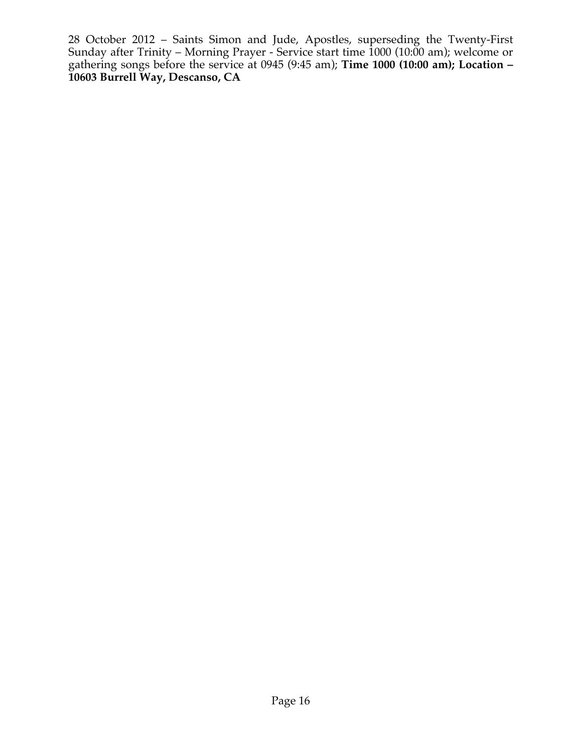28 October 2012 – Saints Simon and Jude, Apostles, superseding the Twenty-First Sunday after Trinity – Morning Prayer - Service start time 1000 (10:00 am); welcome or gathering songs before the service at 0945 (9:45 am); **Time 1000 (10:00 am); Location – 10603 Burrell Way, Descanso, CA**